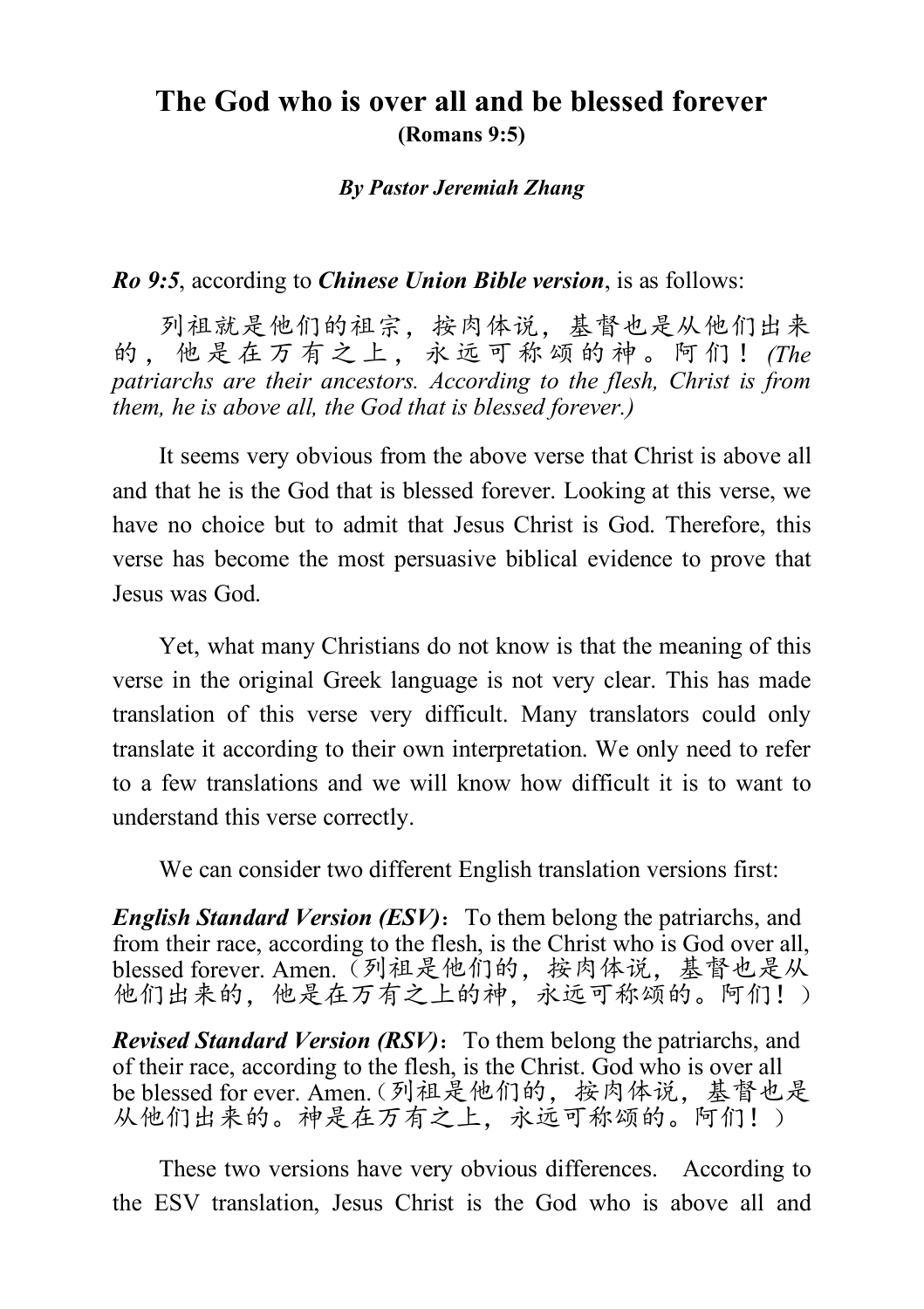# The God who is over all and be blessed forever

**(Romans 9:5)**

***By Pastor Jeremiah Zhang***

***Ro 9:5***, according to ***Chinese Union Bible version***, is as follows:

列祖就是他们的祖宗，按肉体说，基督也是从他们出来的，他是在万有之上，永远可称颂的神。阿们！*(The patriarchs are their ancestors. According to the flesh, Christ is from them, he is above all, the God that is blessed forever.)*

It seems very obvious from the above verse that Christ is above all and that he is the God that is blessed forever. Looking at this verse, we have no choice but to admit that Jesus Christ is God. Therefore, this verse has become the most persuasive biblical evidence to prove that Jesus was God.

Yet, what many Christians do not know is that the meaning of this verse in the original Greek language is not very clear. This has made translation of this verse very difficult. Many translators could only translate it according to their own interpretation. We only need to refer to a few translations and we will know how difficult it is to want to understand this verse correctly.

We can consider two different English translation versions first:

***English Standard Version (ESV)***：To them belong the patriarchs, and from their race, according to the flesh, is the Christ who is God over all, blessed forever. Amen.（列祖是他们的，按肉体说，基督也是从他们出来的，他是在万有之上的神，永远可称颂的。阿们！）

***Revised Standard Version (RSV)***：To them belong the patriarchs, and of their race, according to the flesh, is the Christ. God who is over all be blessed for ever. Amen.（列祖是他们的，按肉体说，基督也是从他们出来的。神是在万有之上，永远可称颂的。阿们！）

These two versions have very obvious differences. According to the ESV translation, Jesus Christ is the God who is above all and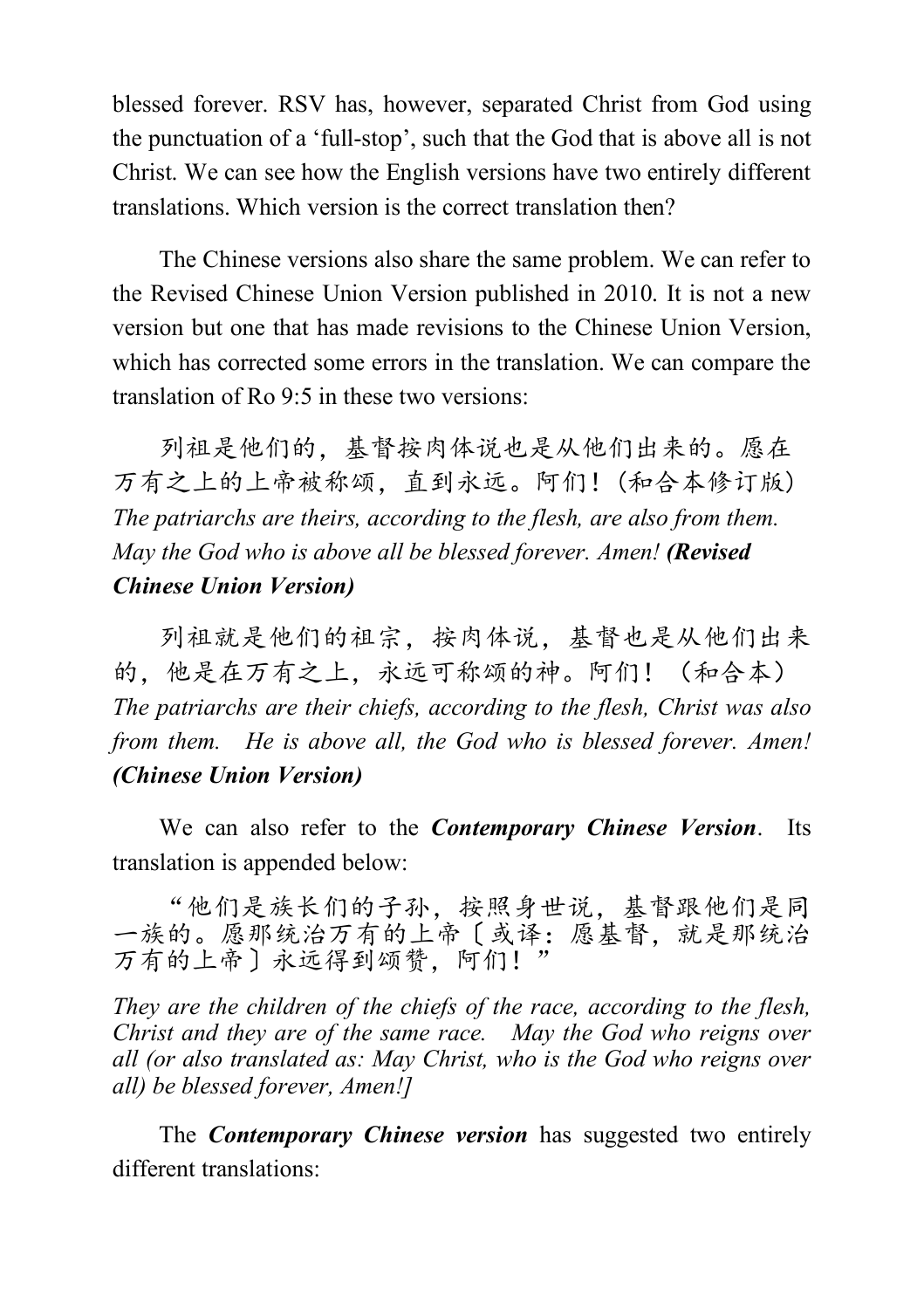blessed forever. RSV has, however, separated Christ from God using the punctuation of a 'full-stop', such that the God that is above all is not Christ. We can see how the English versions have two entirely different translations. Which version is the correct translation then?

The Chinese versions also share the same problem. We can refer to the Revised Chinese Union Version published in 2010. It is not a new version but one that has made revisions to the Chinese Union Version, which has corrected some errors in the translation. We can compare the translation of Ro 9:5 in these two versions:

列祖是他们的，基督按肉体说也是从他们出来的。愿在万有之上的上帝被称颂，直到永远。阿们！(和合本修订版)
*The patriarchs are theirs, according to the flesh, are also from them. May the God who is above all be blessed forever. Amen!* ***(Revised Chinese Union Version)***

列祖就是他们的祖宗，按肉体说，基督也是从他们出来的，他是在万有之上，永远可称颂的神。阿们！（和合本）
*The patriarchs are their chiefs, according to the flesh, Christ was also from them. He is above all, the God who is blessed forever. Amen!* ***(Chinese Union Version)***

We can also refer to the ***Contemporary Chinese Version***. Its translation is appended below:

"他们是族长们的子孙，按照身世说，基督跟他们是同一族的。愿那统治万有的上帝〔或译：愿基督，就是那统治万有的上帝〕永远得到颂赞，阿们！"

*They are the children of the chiefs of the race, according to the flesh, Christ and they are of the same race. May the God who reigns over all (or also translated as: May Christ, who is the God who reigns over all) be blessed forever, Amen!]*

The ***Contemporary Chinese version*** has suggested two entirely different translations: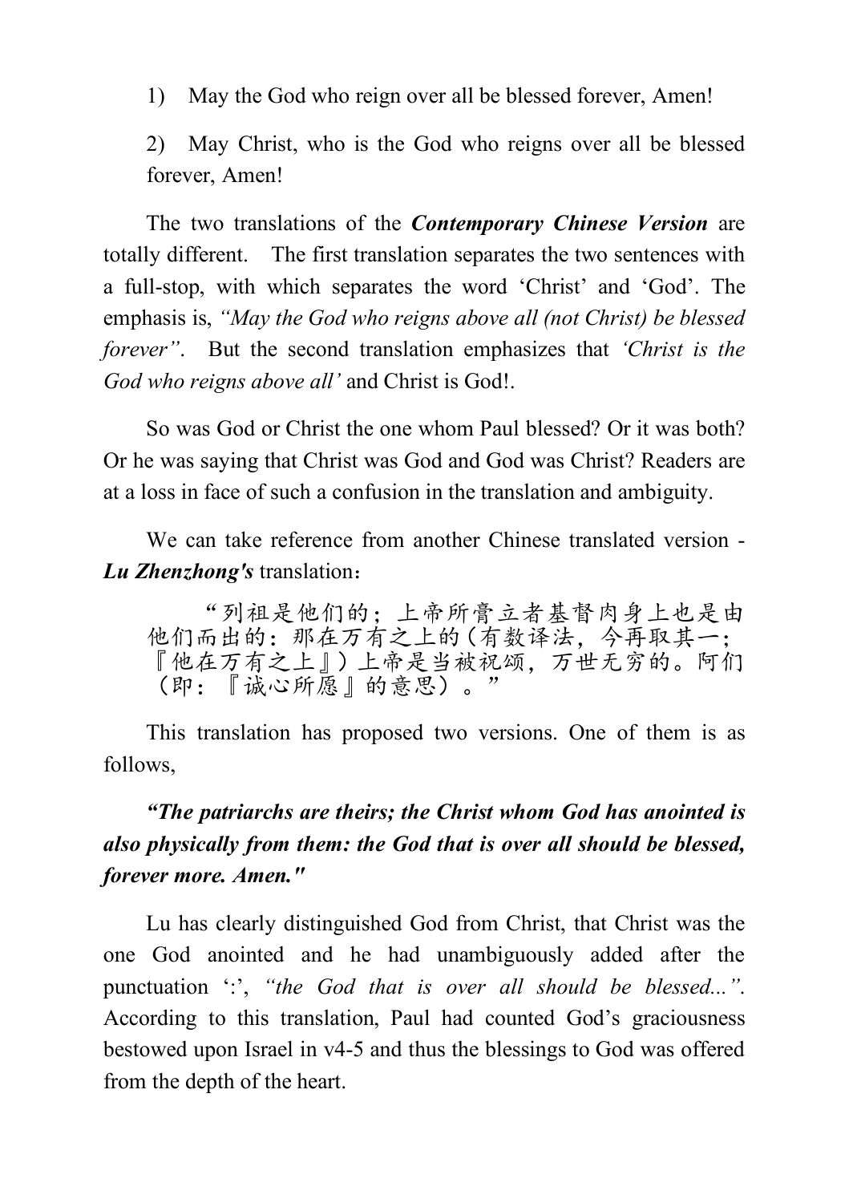1) May the God who reign over all be blessed forever, Amen!

2) May Christ, who is the God who reigns over all be blessed forever, Amen!

The two translations of the ***Contemporary Chinese Version*** are totally different. The first translation separates the two sentences with a full-stop, with which separates the word 'Christ' and 'God'. The emphasis is, *"May the God who reigns above all (not Christ) be blessed forever"*. But the second translation emphasizes that *'Christ is the God who reigns above all'* and Christ is God!.

So was God or Christ the one whom Paul blessed? Or it was both? Or he was saying that Christ was God and God was Christ? Readers are at a loss in face of such a confusion in the translation and ambiguity.

We can take reference from another Chinese translated version - ***Lu Zhenzhong's*** translation：

> "列祖是他们的；上帝所膏立者基督肉身上也是由他们而出的：那在万有之上的（有数译法，今再取其一；『他在万有之上』）上帝是当被祝颂，万世无穷的。阿们（即：『诚心所愿』的意思）。"

This translation has proposed two versions. One of them is as follows,

***"The patriarchs are theirs; the Christ whom God has anointed is also physically from them: the God that is over all should be blessed, forever more. Amen."***

Lu has clearly distinguished God from Christ, that Christ was the one God anointed and he had unambiguously added after the punctuation ':', *"the God that is over all should be blessed..."*. According to this translation, Paul had counted God's graciousness bestowed upon Israel in v4-5 and thus the blessings to God was offered from the depth of the heart.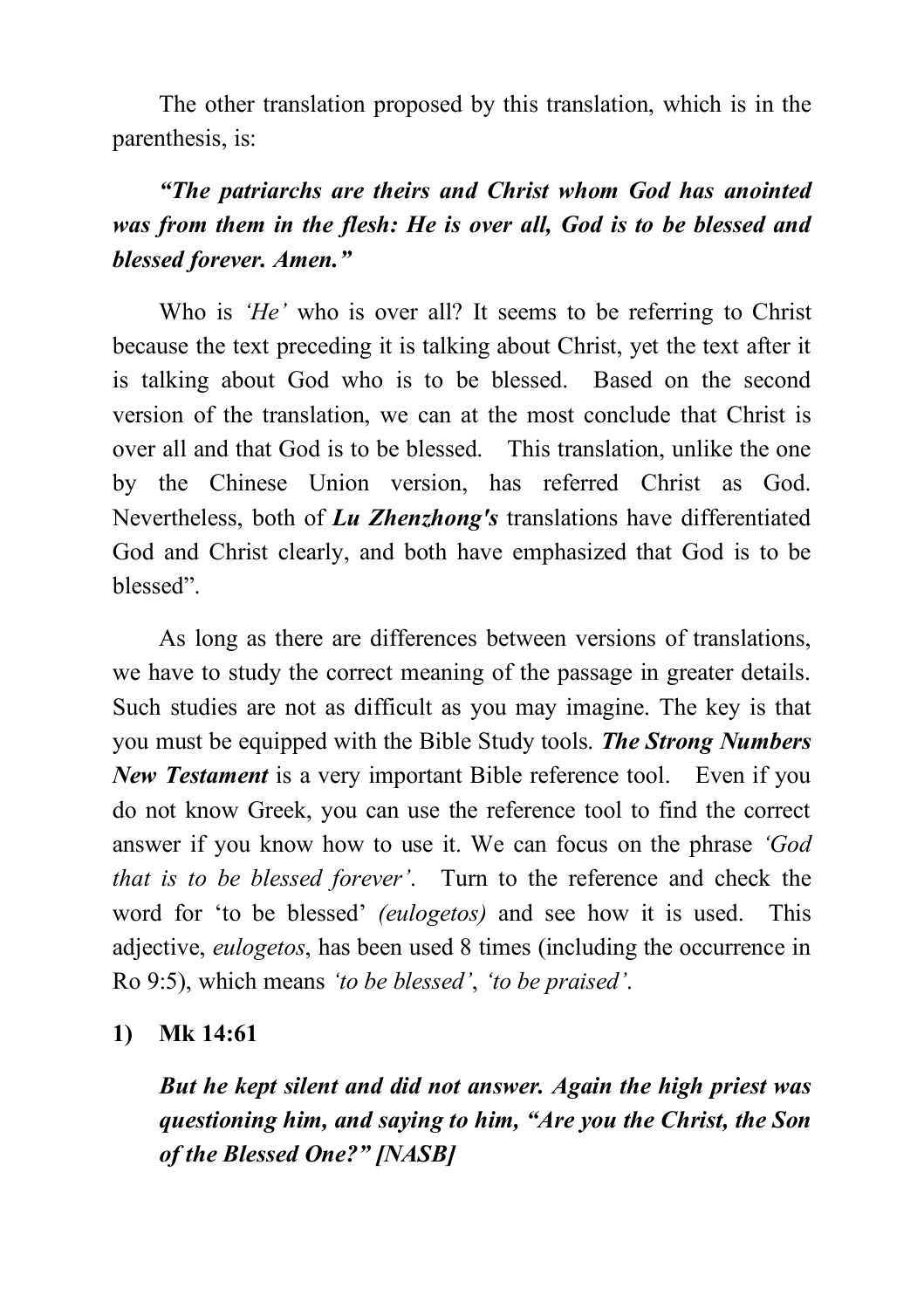The other translation proposed by this translation, which is in the parenthesis, is:

***"The patriarchs are theirs and Christ whom God has anointed was from them in the flesh: He is over all, God is to be blessed and blessed forever. Amen."***

Who is *'He'* who is over all? It seems to be referring to Christ because the text preceding it is talking about Christ, yet the text after it is talking about God who is to be blessed. Based on the second version of the translation, we can at the most conclude that Christ is over all and that God is to be blessed. This translation, unlike the one by the Chinese Union version, has referred Christ as God. Nevertheless, both of ***Lu Zhenzhong's*** translations have differentiated God and Christ clearly, and both have emphasized that God is to be blessed".

As long as there are differences between versions of translations, we have to study the correct meaning of the passage in greater details. Such studies are not as difficult as you may imagine. The key is that you must be equipped with the Bible Study tools. ***The Strong Numbers New Testament*** is a very important Bible reference tool. Even if you do not know Greek, you can use the reference tool to find the correct answer if you know how to use it. We can focus on the phrase *'God that is to be blessed forever'*. Turn to the reference and check the word for 'to be blessed' *(eulogetos)* and see how it is used. This adjective, *eulogetos*, has been used 8 times (including the occurrence in Ro 9:5), which means *'to be blessed'*, *'to be praised'*.

**1) Mk 14:61**

***But he kept silent and did not answer. Again the high priest was questioning him, and saying to him, "Are you the Christ, the Son of the Blessed One?" [NASB]***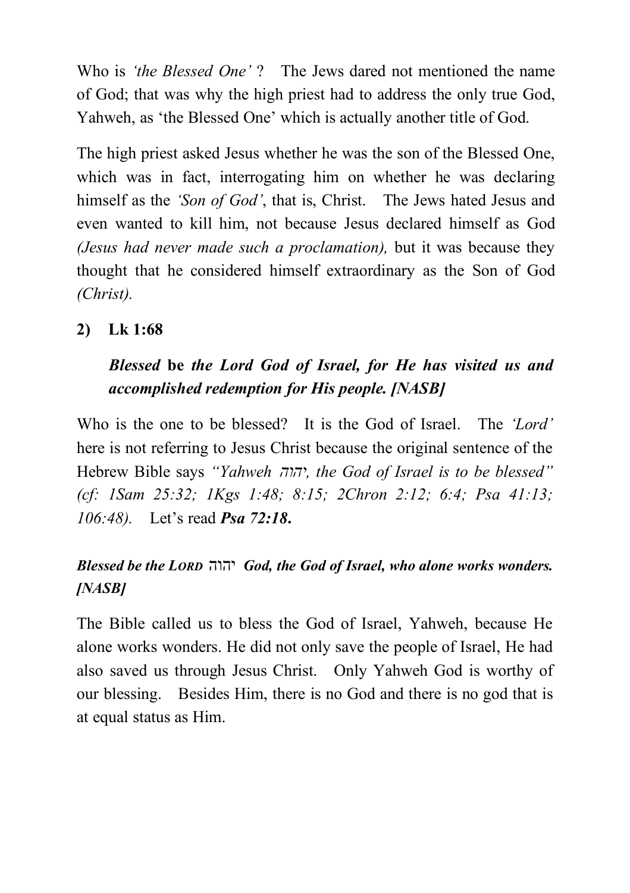Who is *'the Blessed One'* ? The Jews dared not mentioned the name of God; that was why the high priest had to address the only true God, Yahweh, as 'the Blessed One' which is actually another title of God.

The high priest asked Jesus whether he was the son of the Blessed One, which was in fact, interrogating him on whether he was declaring himself as the *'Son of God'*, that is, Christ. The Jews hated Jesus and even wanted to kill him, not because Jesus declared himself as God *(Jesus had never made such a proclamation),* but it was because they thought that he considered himself extraordinary as the Son of God *(Christ).*

**2) Lk 1:68**

> ***Blessed* be *the Lord God of Israel, for He has visited us and accomplished redemption for His people. [NASB]***

Who is the one to be blessed? It is the God of Israel. The *'Lord'* here is not referring to Jesus Christ because the original sentence of the Hebrew Bible says *"Yahweh יהוה, the God of Israel is to be blessed" (cf: 1Sam 25:32; 1Kgs 1:48; 8:15; 2Chron 2:12; 6:4; Psa 41:13; 106:48).* Let's read ***Psa 72:18*.**

***Blessed be the LORD יהוה God, the God of Israel, who alone works wonders. [NASB]***

The Bible called us to bless the God of Israel, Yahweh, because He alone works wonders. He did not only save the people of Israel, He had also saved us through Jesus Christ. Only Yahweh God is worthy of our blessing. Besides Him, there is no God and there is no god that is at equal status as Him.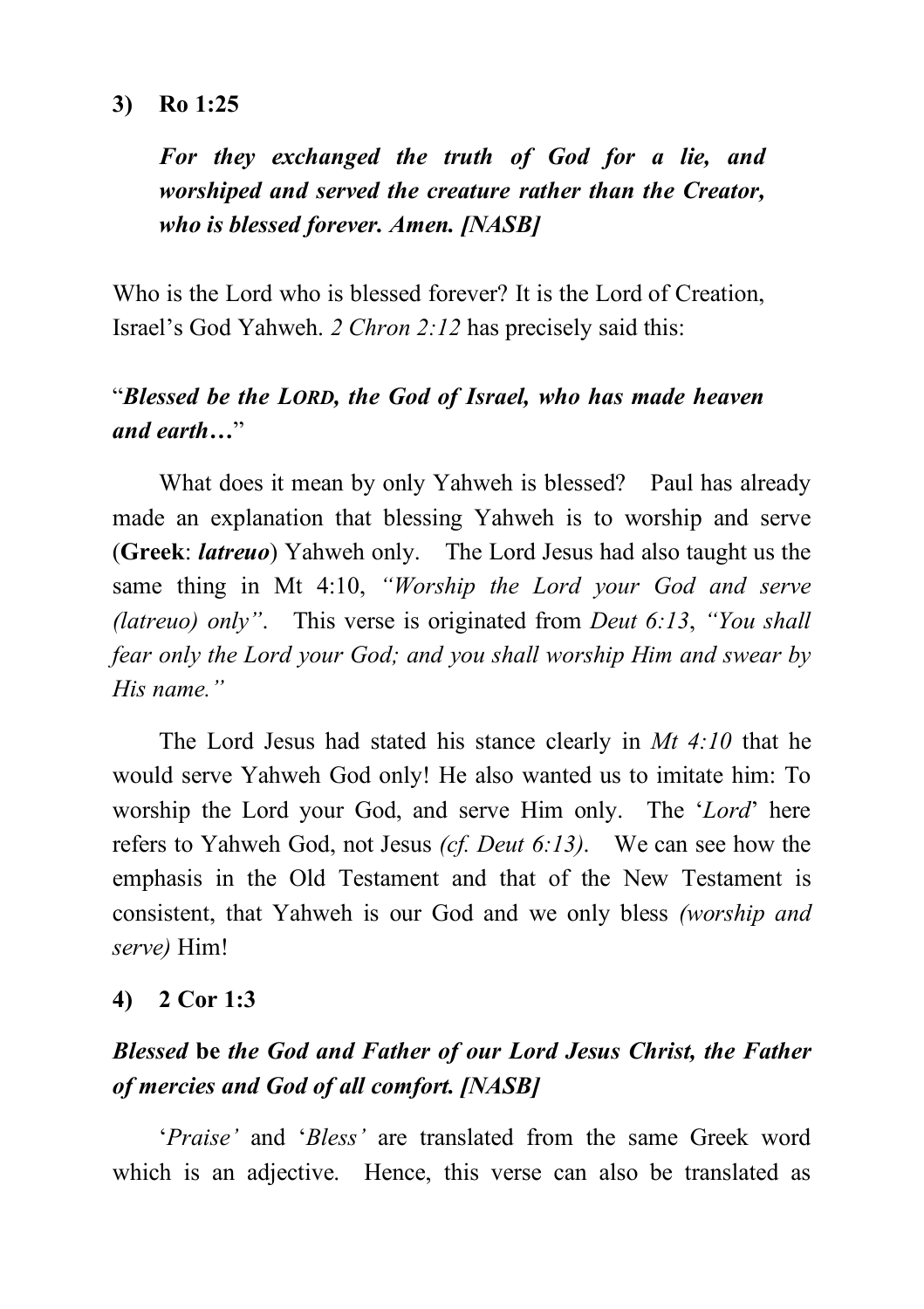**3) Ro 1:25**

***For they exchanged the truth of God for a lie, and worshiped and served the creature rather than the Creator, who is blessed forever. Amen. [NASB]***

Who is the Lord who is blessed forever? It is the Lord of Creation, Israel's God Yahweh. *2 Chron 2:12* has precisely said this:

"***Blessed be the LORD, the God of Israel, who has made heaven and earth…***"

What does it mean by only Yahweh is blessed? Paul has already made an explanation that blessing Yahweh is to worship and serve (**Greek**: ***latreuo***) Yahweh only. The Lord Jesus had also taught us the same thing in Mt 4:10, *"Worship the Lord your God and serve (latreuo) only"*. This verse is originated from *Deut 6:13*, *"You shall fear only the Lord your God; and you shall worship Him and swear by His name."*

The Lord Jesus had stated his stance clearly in *Mt 4:10* that he would serve Yahweh God only! He also wanted us to imitate him: To worship the Lord your God, and serve Him only. The '*Lord*' here refers to Yahweh God, not Jesus *(cf. Deut 6:13)*. We can see how the emphasis in the Old Testament and that of the New Testament is consistent, that Yahweh is our God and we only bless *(worship and serve)* Him!

**4) 2 Cor 1:3**

***Blessed* be *the God and Father of our Lord Jesus Christ, the Father of mercies and God of all comfort. [NASB]***

'*Praise'* and '*Bless'* are translated from the same Greek word which is an adjective. Hence, this verse can also be translated as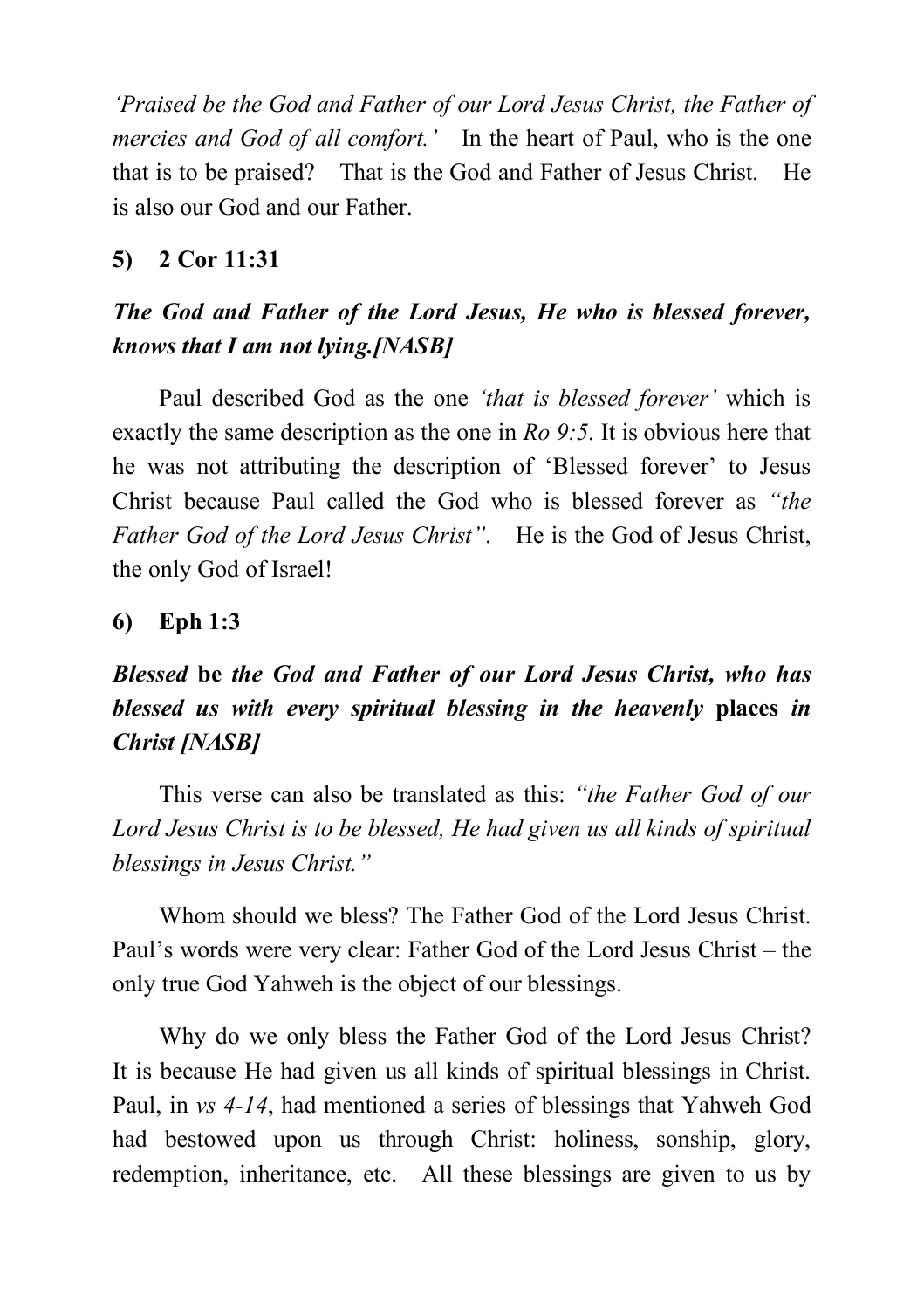*'Praised be the God and Father of our Lord Jesus Christ, the Father of mercies and God of all comfort.'* In the heart of Paul, who is the one that is to be praised? That is the God and Father of Jesus Christ. He is also our God and our Father.

**5) 2 Cor 11:31**

***The God and Father of the Lord Jesus, He who is blessed forever, knows that I am not lying.[NASB]***

Paul described God as the one *'that is blessed forever'* which is exactly the same description as the one in *Ro 9:5*. It is obvious here that he was not attributing the description of 'Blessed forever' to Jesus Christ because Paul called the God who is blessed forever as *"the Father God of the Lord Jesus Christ"*. He is the God of Jesus Christ, the only God of Israel!

**6) Eph 1:3**

***Blessed* be *the God and Father of our Lord Jesus Christ, who has blessed us with every spiritual blessing in the heavenly* places *in Christ [NASB]***

This verse can also be translated as this: *"the Father God of our Lord Jesus Christ is to be blessed, He had given us all kinds of spiritual blessings in Jesus Christ."*

Whom should we bless? The Father God of the Lord Jesus Christ. Paul's words were very clear: Father God of the Lord Jesus Christ – the only true God Yahweh is the object of our blessings.

Why do we only bless the Father God of the Lord Jesus Christ? It is because He had given us all kinds of spiritual blessings in Christ. Paul, in *vs 4-14*, had mentioned a series of blessings that Yahweh God had bestowed upon us through Christ: holiness, sonship, glory, redemption, inheritance, etc. All these blessings are given to us by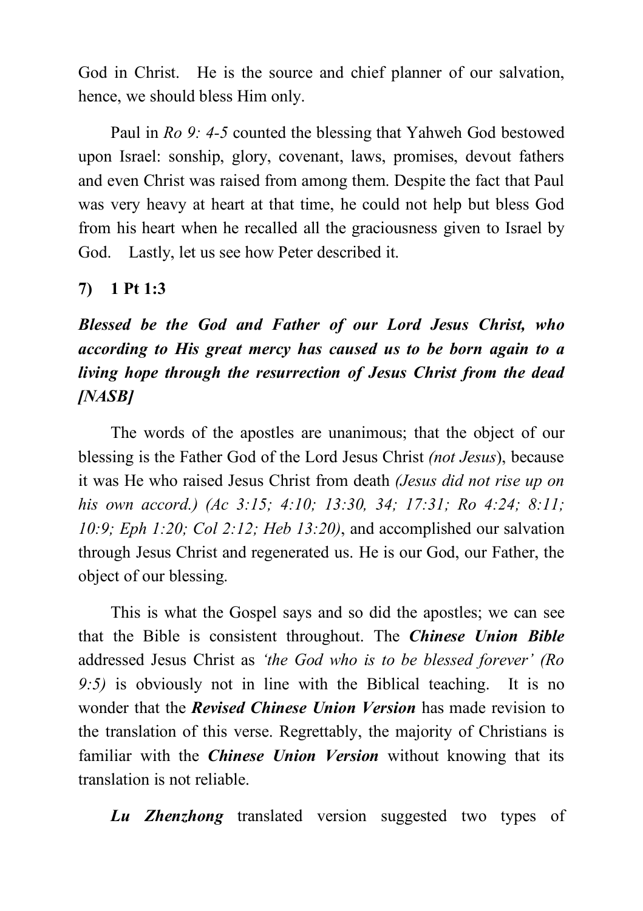God in Christ. He is the source and chief planner of our salvation, hence, we should bless Him only.

Paul in *Ro 9: 4-5* counted the blessing that Yahweh God bestowed upon Israel: sonship, glory, covenant, laws, promises, devout fathers and even Christ was raised from among them. Despite the fact that Paul was very heavy at heart at that time, he could not help but bless God from his heart when he recalled all the graciousness given to Israel by God. Lastly, let us see how Peter described it.

**7) 1 Pt 1:3**

***Blessed be the God and Father of our Lord Jesus Christ, who according to His great mercy has caused us to be born again to a living hope through the resurrection of Jesus Christ from the dead [NASB]***

The words of the apostles are unanimous; that the object of our blessing is the Father God of the Lord Jesus Christ *(not Jesus*), because it was He who raised Jesus Christ from death *(Jesus did not rise up on his own accord.) (Ac 3:15; 4:10; 13:30, 34; 17:31; Ro 4:24; 8:11; 10:9; Eph 1:20; Col 2:12; Heb 13:20)*, and accomplished our salvation through Jesus Christ and regenerated us. He is our God, our Father, the object of our blessing.

This is what the Gospel says and so did the apostles; we can see that the Bible is consistent throughout. The ***Chinese Union Bible*** addressed Jesus Christ as *'the God who is to be blessed forever' (Ro 9:5)* is obviously not in line with the Biblical teaching. It is no wonder that the ***Revised Chinese Union Version*** has made revision to the translation of this verse. Regrettably, the majority of Christians is familiar with the ***Chinese Union Version*** without knowing that its translation is not reliable.

***Lu Zhenzhong*** translated version suggested two types of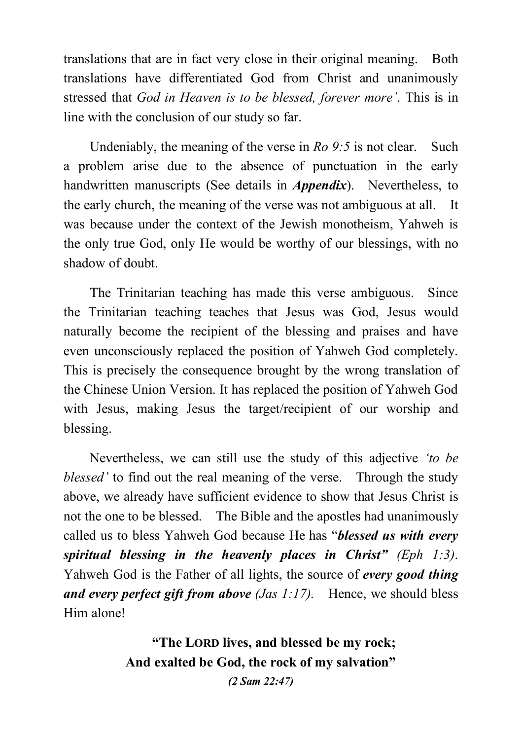translations that are in fact very close in their original meaning. Both translations have differentiated God from Christ and unanimously stressed that *God in Heaven is to be blessed, forever more'*. This is in line with the conclusion of our study so far.

Undeniably, the meaning of the verse in *Ro 9:5* is not clear. Such a problem arise due to the absence of punctuation in the early handwritten manuscripts (See details in ***Appendix***). Nevertheless, to the early church, the meaning of the verse was not ambiguous at all. It was because under the context of the Jewish monotheism, Yahweh is the only true God, only He would be worthy of our blessings, with no shadow of doubt.

The Trinitarian teaching has made this verse ambiguous. Since the Trinitarian teaching teaches that Jesus was God, Jesus would naturally become the recipient of the blessing and praises and have even unconsciously replaced the position of Yahweh God completely. This is precisely the consequence brought by the wrong translation of the Chinese Union Version. It has replaced the position of Yahweh God with Jesus, making Jesus the target/recipient of our worship and blessing.

Nevertheless, we can still use the study of this adjective *'to be blessed'* to find out the real meaning of the verse. Through the study above, we already have sufficient evidence to show that Jesus Christ is not the one to be blessed. The Bible and the apostles had unanimously called us to bless Yahweh God because He has "***blessed us with every spiritual blessing in the heavenly places in Christ"*** *(Eph 1:3)*. Yahweh God is the Father of all lights, the source of ***every good thing and every perfect gift from above*** *(Jas 1:17)*. Hence, we should bless Him alone!

**"The LORD lives, and blessed be my rock;**
**And exalted be God, the rock of my salvation"**
***(2 Sam 22:47)***